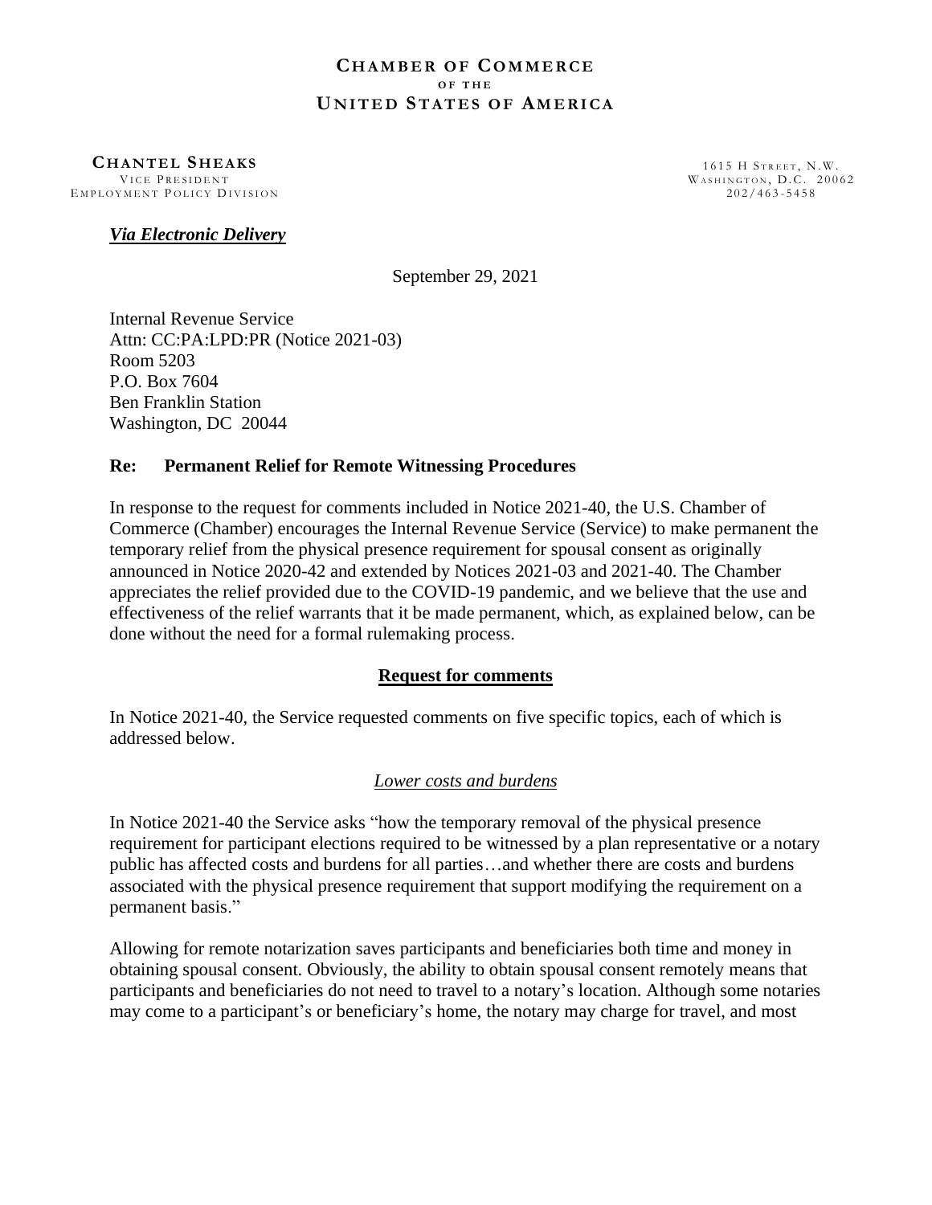**CHAMBER OF COMMERCE**
**OF THE**
**UNITED STATES OF AMERICA**

**CHANTEL SHEAKS**
VICE PRESIDENT
EMPLOYMENT POLICY DIVISION

1615 H STREET, N.W.
WASHINGTON, D.C. 20062
202/463-5458

***Via Electronic Delivery***

September 29, 2021

Internal Revenue Service
Attn: CC:PA:LPD:PR (Notice 2021-03)
Room 5203
P.O. Box 7604
Ben Franklin Station
Washington, DC 20044

**Re: Permanent Relief for Remote Witnessing Procedures**

In response to the request for comments included in Notice 2021-40, the U.S. Chamber of Commerce (Chamber) encourages the Internal Revenue Service (Service) to make permanent the temporary relief from the physical presence requirement for spousal consent as originally announced in Notice 2020-42 and extended by Notices 2021-03 and 2021-40. The Chamber appreciates the relief provided due to the COVID-19 pandemic, and we believe that the use and effectiveness of the relief warrants that it be made permanent, which, as explained below, can be done without the need for a formal rulemaking process.

**Request for comments**

In Notice 2021-40, the Service requested comments on five specific topics, each of which is addressed below.

*Lower costs and burdens*

In Notice 2021-40 the Service asks "how the temporary removal of the physical presence requirement for participant elections required to be witnessed by a plan representative or a notary public has affected costs and burdens for all parties…and whether there are costs and burdens associated with the physical presence requirement that support modifying the requirement on a permanent basis."

Allowing for remote notarization saves participants and beneficiaries both time and money in obtaining spousal consent. Obviously, the ability to obtain spousal consent remotely means that participants and beneficiaries do not need to travel to a notary's location. Although some notaries may come to a participant's or beneficiary's home, the notary may charge for travel, and most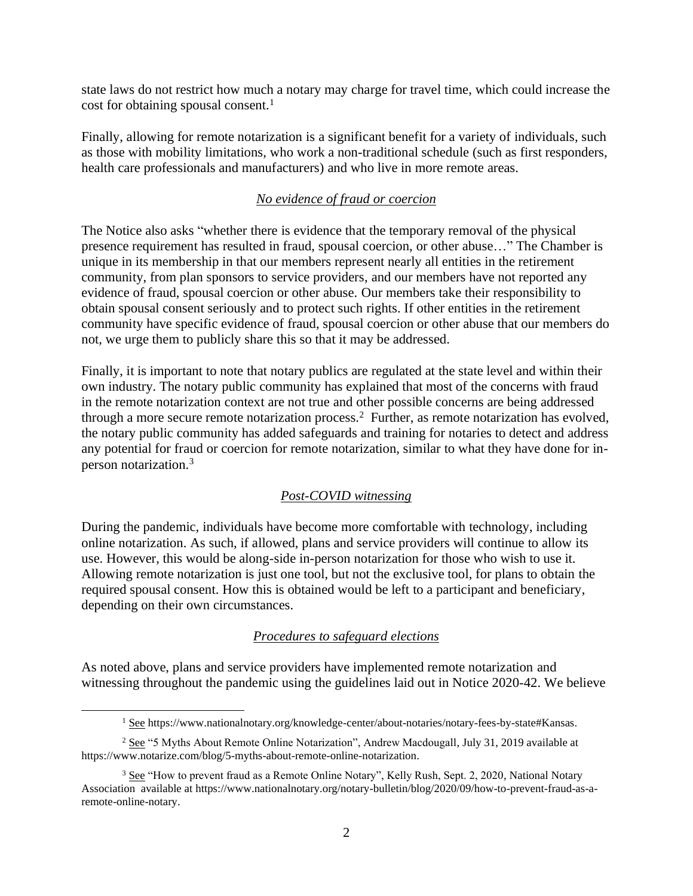state laws do not restrict how much a notary may charge for travel time, which could increase the cost for obtaining spousal consent.[1]

Finally, allowing for remote notarization is a significant benefit for a variety of individuals, such as those with mobility limitations, who work a non-traditional schedule (such as first responders, health care professionals and manufacturers) and who live in more remote areas.

*No evidence of fraud or coercion*

The Notice also asks "whether there is evidence that the temporary removal of the physical presence requirement has resulted in fraud, spousal coercion, or other abuse…" The Chamber is unique in its membership in that our members represent nearly all entities in the retirement community, from plan sponsors to service providers, and our members have not reported any evidence of fraud, spousal coercion or other abuse. Our members take their responsibility to obtain spousal consent seriously and to protect such rights. If other entities in the retirement community have specific evidence of fraud, spousal coercion or other abuse that our members do not, we urge them to publicly share this so that it may be addressed.

Finally, it is important to note that notary publics are regulated at the state level and within their own industry. The notary public community has explained that most of the concerns with fraud in the remote notarization context are not true and other possible concerns are being addressed through a more secure remote notarization process.[2] Further, as remote notarization has evolved, the notary public community has added safeguards and training for notaries to detect and address any potential for fraud or coercion for remote notarization, similar to what they have done for in-person notarization.[3]

*Post-COVID witnessing*

During the pandemic, individuals have become more comfortable with technology, including online notarization. As such, if allowed, plans and service providers will continue to allow its use. However, this would be along-side in-person notarization for those who wish to use it. Allowing remote notarization is just one tool, but not the exclusive tool, for plans to obtain the required spousal consent. How this is obtained would be left to a participant and beneficiary, depending on their own circumstances.

*Procedures to safeguard elections*

As noted above, plans and service providers have implemented remote notarization and witnessing throughout the pandemic using the guidelines laid out in Notice 2020-42. We believe

---

[1] See https://www.nationalnotary.org/knowledge-center/about-notaries/notary-fees-by-state#Kansas.

[2] See "5 Myths About Remote Online Notarization", Andrew Macdougall, July 31, 2019 available at https://www.notarize.com/blog/5-myths-about-remote-online-notarization.

[3] See "How to prevent fraud as a Remote Online Notary", Kelly Rush, Sept. 2, 2020, National Notary Association available at https://www.nationalnotary.org/notary-bulletin/blog/2020/09/how-to-prevent-fraud-as-a-remote-online-notary.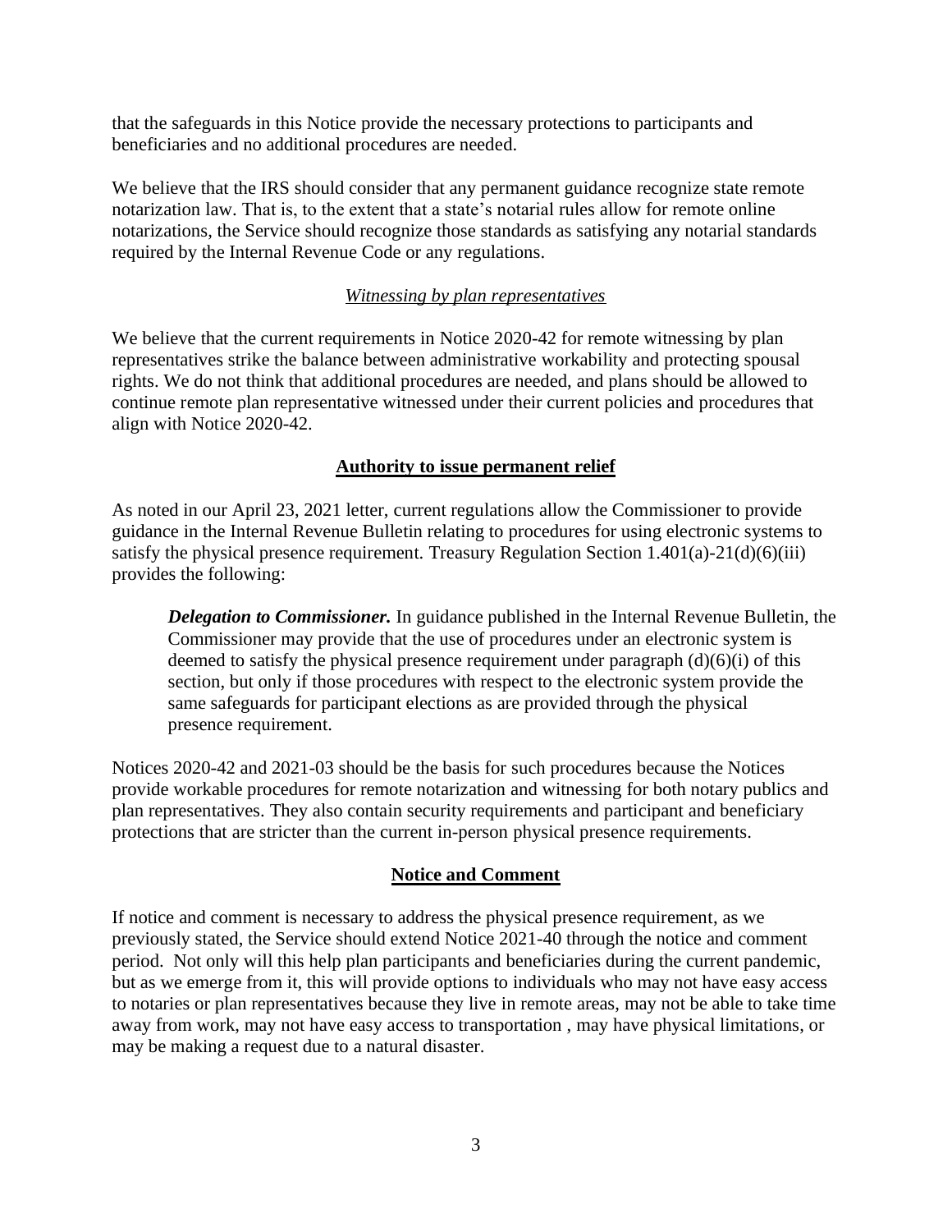that the safeguards in this Notice provide the necessary protections to participants and beneficiaries and no additional procedures are needed.

We believe that the IRS should consider that any permanent guidance recognize state remote notarization law. That is, to the extent that a state's notarial rules allow for remote online notarizations, the Service should recognize those standards as satisfying any notarial standards required by the Internal Revenue Code or any regulations.

*Witnessing by plan representatives*

We believe that the current requirements in Notice 2020-42 for remote witnessing by plan representatives strike the balance between administrative workability and protecting spousal rights. We do not think that additional procedures are needed, and plans should be allowed to continue remote plan representative witnessed under their current policies and procedures that align with Notice 2020-42.

**Authority to issue permanent relief**

As noted in our April 23, 2021 letter, current regulations allow the Commissioner to provide guidance in the Internal Revenue Bulletin relating to procedures for using electronic systems to satisfy the physical presence requirement. Treasury Regulation Section 1.401(a)-21(d)(6)(iii) provides the following:

> ***Delegation to Commissioner.*** In guidance published in the Internal Revenue Bulletin, the Commissioner may provide that the use of procedures under an electronic system is deemed to satisfy the physical presence requirement under paragraph (d)(6)(i) of this section, but only if those procedures with respect to the electronic system provide the same safeguards for participant elections as are provided through the physical presence requirement.

Notices 2020-42 and 2021-03 should be the basis for such procedures because the Notices provide workable procedures for remote notarization and witnessing for both notary publics and plan representatives. They also contain security requirements and participant and beneficiary protections that are stricter than the current in-person physical presence requirements.

**Notice and Comment**

If notice and comment is necessary to address the physical presence requirement, as we previously stated, the Service should extend Notice 2021-40 through the notice and comment period. Not only will this help plan participants and beneficiaries during the current pandemic, but as we emerge from it, this will provide options to individuals who may not have easy access to notaries or plan representatives because they live in remote areas, may not be able to take time away from work, may not have easy access to transportation , may have physical limitations, or may be making a request due to a natural disaster.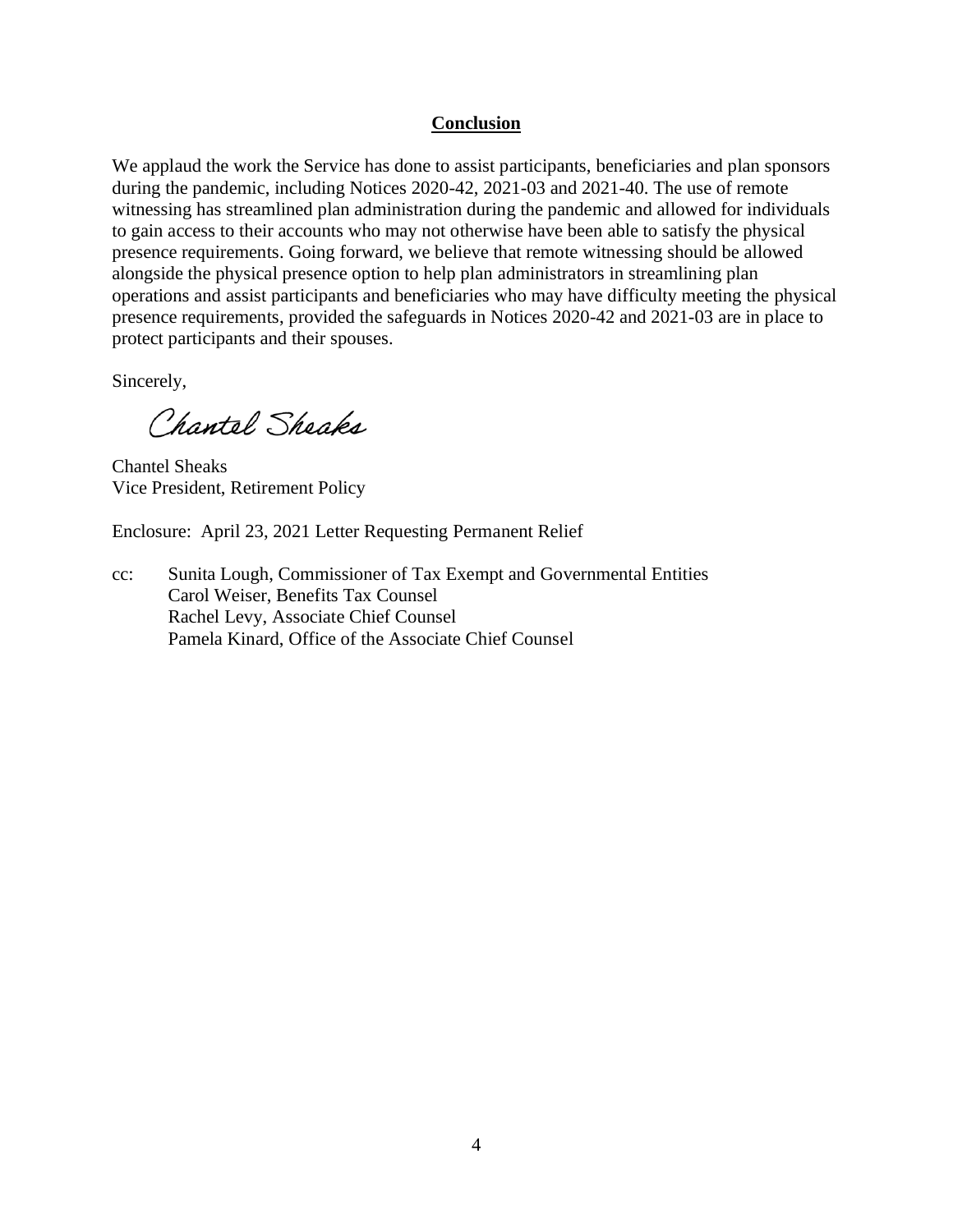## **Conclusion**

We applaud the work the Service has done to assist participants, beneficiaries and plan sponsors during the pandemic, including Notices 2020-42, 2021-03 and 2021-40. The use of remote witnessing has streamlined plan administration during the pandemic and allowed for individuals to gain access to their accounts who may not otherwise have been able to satisfy the physical presence requirements. Going forward, we believe that remote witnessing should be allowed alongside the physical presence option to help plan administrators in streamlining plan operations and assist participants and beneficiaries who may have difficulty meeting the physical presence requirements, provided the safeguards in Notices 2020-42 and 2021-03 are in place to protect participants and their spouses.

Sincerely,

*Chantel Sheaks*

Chantel Sheaks
Vice President, Retirement Policy

Enclosure: April 23, 2021 Letter Requesting Permanent Relief

cc: Sunita Lough, Commissioner of Tax Exempt and Governmental Entities
Carol Weiser, Benefits Tax Counsel
Rachel Levy, Associate Chief Counsel
Pamela Kinard, Office of the Associate Chief Counsel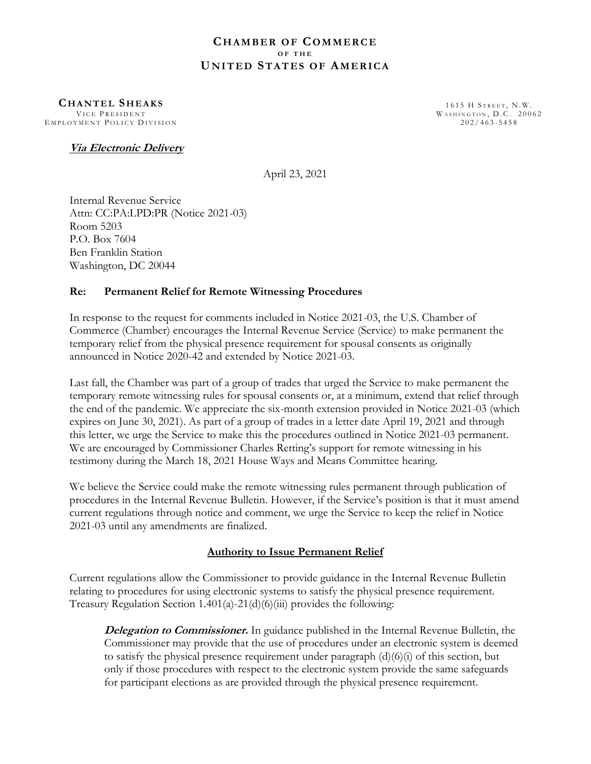# CHAMBER OF COMMERCE
OF THE
# UNITED STATES OF AMERICA

**CHANTEL SHEAKS**
VICE PRESIDENT
EMPLOYMENT POLICY DIVISION

1615 H STREET, N.W.
WASHINGTON, D.C. 20062
202/463-5458

***Via Electronic Delivery***

April 23, 2021

Internal Revenue Service
Attn: CC:PA:LPD:PR (Notice 2021-03)
Room 5203
P.O. Box 7604
Ben Franklin Station
Washington, DC 20044

**Re: Permanent Relief for Remote Witnessing Procedures**

In response to the request for comments included in Notice 2021-03, the U.S. Chamber of Commerce (Chamber) encourages the Internal Revenue Service (Service) to make permanent the temporary relief from the physical presence requirement for spousal consents as originally announced in Notice 2020-42 and extended by Notice 2021-03.

Last fall, the Chamber was part of a group of trades that urged the Service to make permanent the temporary remote witnessing rules for spousal consents or, at a minimum, extend that relief through the end of the pandemic. We appreciate the six-month extension provided in Notice 2021-03 (which expires on June 30, 2021). As part of a group of trades in a letter date April 19, 2021 and through this letter, we urge the Service to make this the procedures outlined in Notice 2021-03 permanent. We are encouraged by Commissioner Charles Retting's support for remote witnessing in his testimony during the March 18, 2021 House Ways and Means Committee hearing.

We believe the Service could make the remote witnessing rules permanent through publication of procedures in the Internal Revenue Bulletin. However, if the Service's position is that it must amend current regulations through notice and comment, we urge the Service to keep the relief in Notice 2021-03 until any amendments are finalized.

## Authority to Issue Permanent Relief

Current regulations allow the Commissioner to provide guidance in the Internal Revenue Bulletin relating to procedures for using electronic systems to satisfy the physical presence requirement. Treasury Regulation Section 1.401(a)-21(d)(6)(iii) provides the following:

> ***Delegation to Commissioner.*** In guidance published in the Internal Revenue Bulletin, the Commissioner may provide that the use of procedures under an electronic system is deemed to satisfy the physical presence requirement under paragraph (d)(6)(i) of this section, but only if those procedures with respect to the electronic system provide the same safeguards for participant elections as are provided through the physical presence requirement.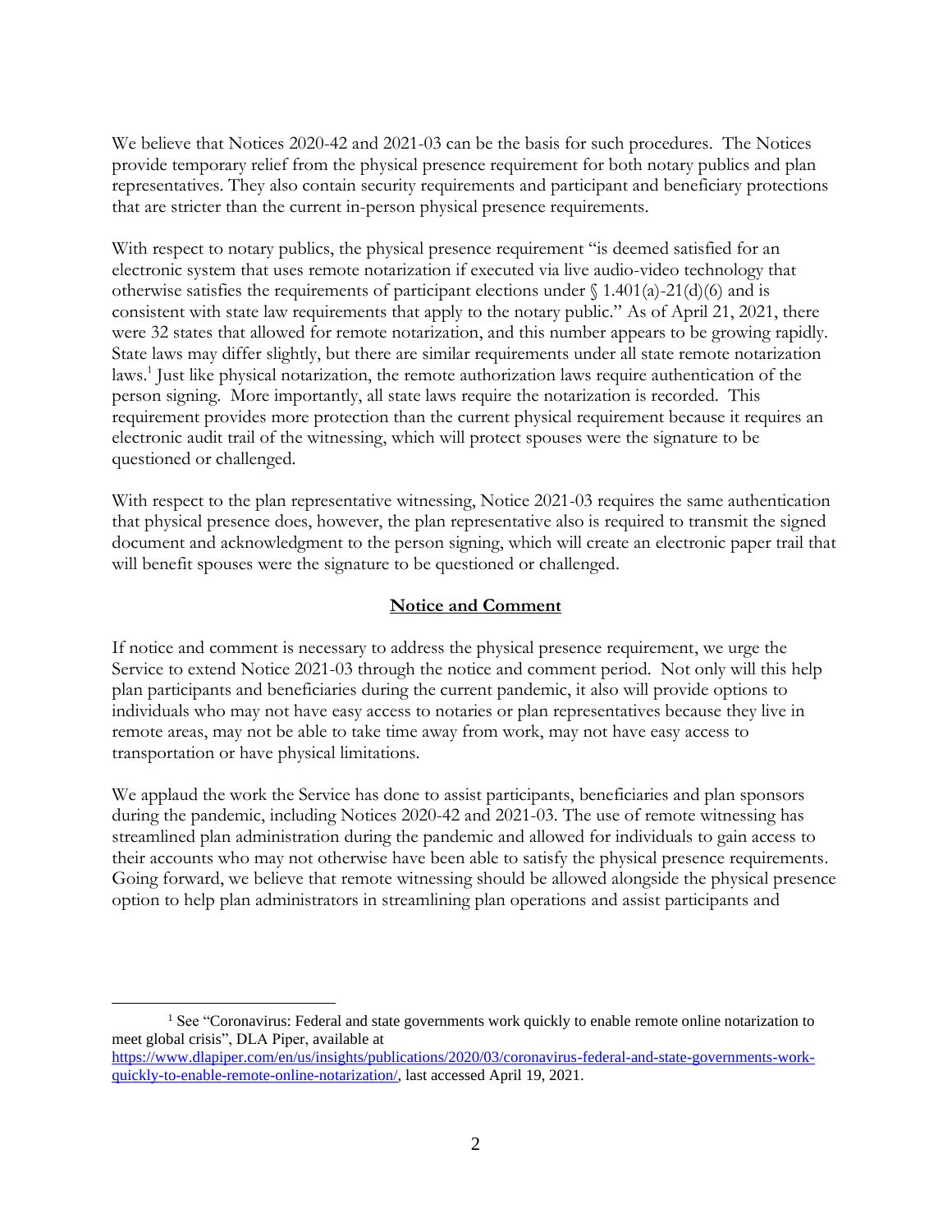We believe that Notices 2020-42 and 2021-03 can be the basis for such procedures. The Notices provide temporary relief from the physical presence requirement for both notary publics and plan representatives. They also contain security requirements and participant and beneficiary protections that are stricter than the current in-person physical presence requirements.

With respect to notary publics, the physical presence requirement "is deemed satisfied for an electronic system that uses remote notarization if executed via live audio-video technology that otherwise satisfies the requirements of participant elections under § 1.401(a)-21(d)(6) and is consistent with state law requirements that apply to the notary public." As of April 21, 2021, there were 32 states that allowed for remote notarization, and this number appears to be growing rapidly. State laws may differ slightly, but there are similar requirements under all state remote notarization laws.[1] Just like physical notarization, the remote authorization laws require authentication of the person signing. More importantly, all state laws require the notarization is recorded. This requirement provides more protection than the current physical requirement because it requires an electronic audit trail of the witnessing, which will protect spouses were the signature to be questioned or challenged.

With respect to the plan representative witnessing, Notice 2021-03 requires the same authentication that physical presence does, however, the plan representative also is required to transmit the signed document and acknowledgment to the person signing, which will create an electronic paper trail that will benefit spouses were the signature to be questioned or challenged.

## Notice and Comment

If notice and comment is necessary to address the physical presence requirement, we urge the Service to extend Notice 2021-03 through the notice and comment period. Not only will this help plan participants and beneficiaries during the current pandemic, it also will provide options to individuals who may not have easy access to notaries or plan representatives because they live in remote areas, may not be able to take time away from work, may not have easy access to transportation or have physical limitations.

We applaud the work the Service has done to assist participants, beneficiaries and plan sponsors during the pandemic, including Notices 2020-42 and 2021-03. The use of remote witnessing has streamlined plan administration during the pandemic and allowed for individuals to gain access to their accounts who may not otherwise have been able to satisfy the physical presence requirements. Going forward, we believe that remote witnessing should be allowed alongside the physical presence option to help plan administrators in streamlining plan operations and assist participants and

---

[1] See "Coronavirus: Federal and state governments work quickly to enable remote online notarization to meet global crisis", DLA Piper, available at https://www.dlapiper.com/en/us/insights/publications/2020/03/coronavirus-federal-and-state-governments-work-quickly-to-enable-remote-online-notarization/, last accessed April 19, 2021.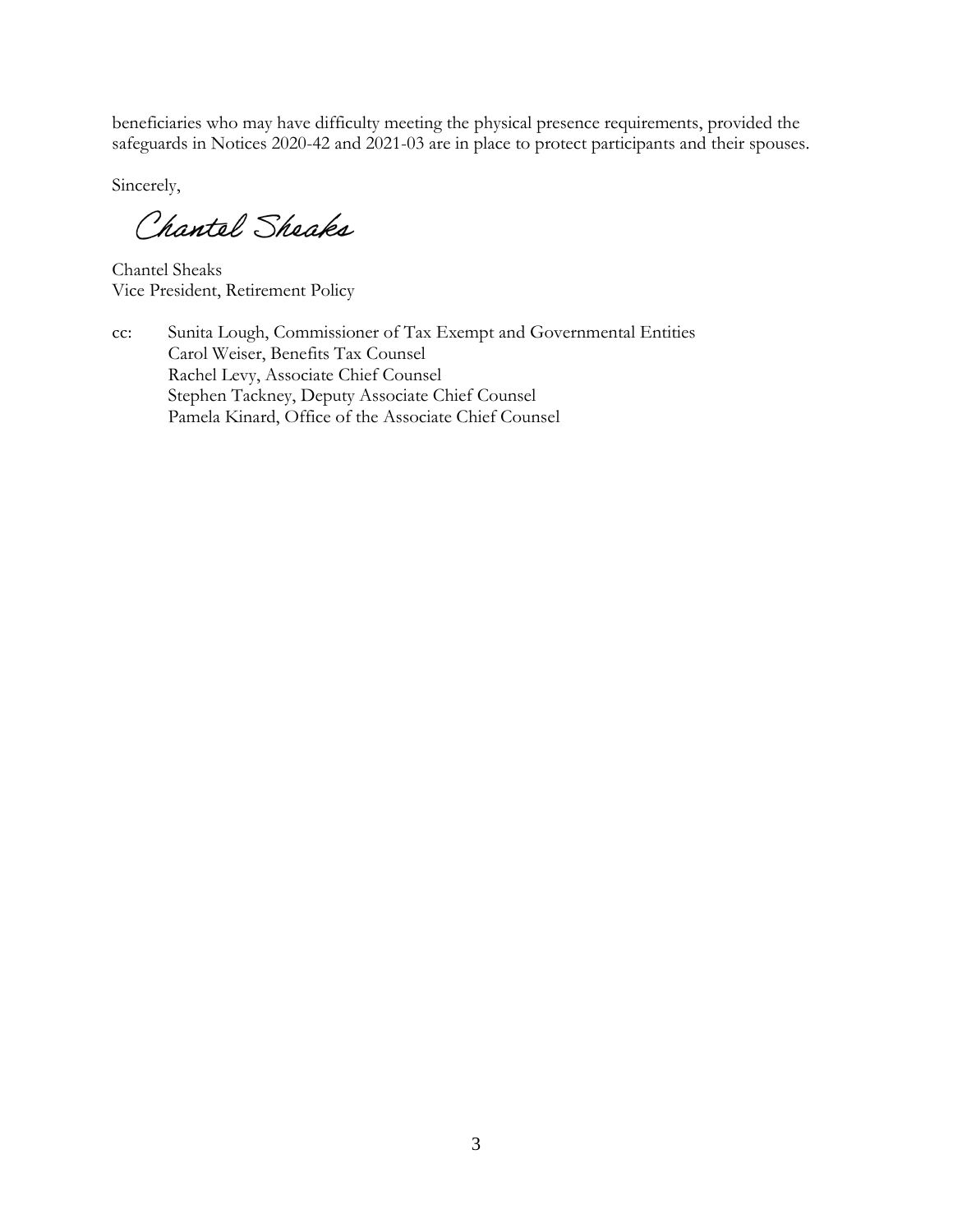beneficiaries who may have difficulty meeting the physical presence requirements, provided the safeguards in Notices 2020-42 and 2021-03 are in place to protect participants and their spouses.

Sincerely,

Chantel Sheaks

Chantel Sheaks
Vice President, Retirement Policy

cc: Sunita Lough, Commissioner of Tax Exempt and Governmental Entities
Carol Weiser, Benefits Tax Counsel
Rachel Levy, Associate Chief Counsel
Stephen Tackney, Deputy Associate Chief Counsel
Pamela Kinard, Office of the Associate Chief Counsel